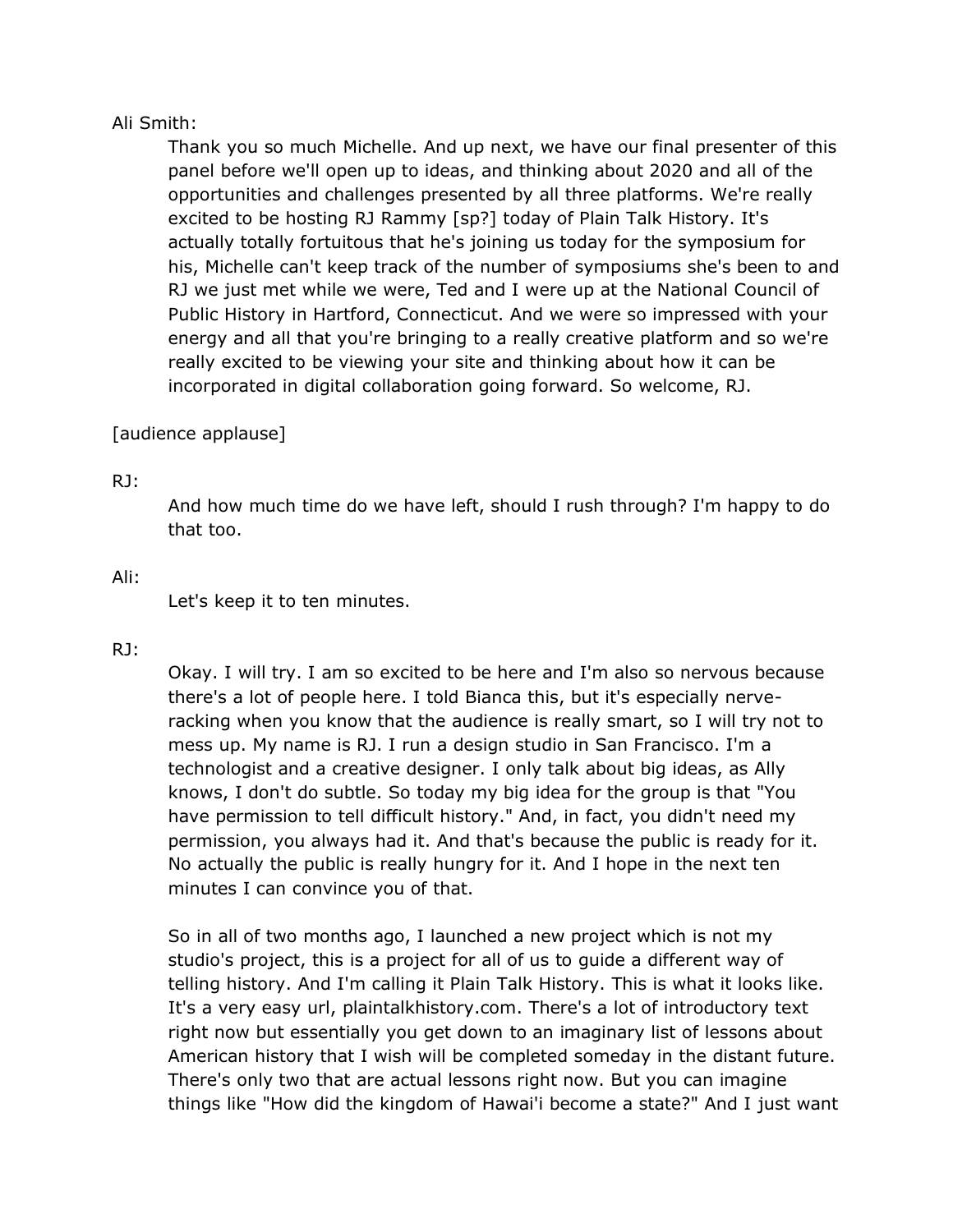Ali Smith:

Thank you so much Michelle. And up next, we have our final presenter of this panel before we'll open up to ideas, and thinking about 2020 and all of the opportunities and challenges presented by all three platforms. We're really excited to be hosting RJ Rammy [sp?] today of Plain Talk History. It's actually totally fortuitous that he's joining us today for the symposium for his, Michelle can't keep track of the number of symposiums she's been to and RJ we just met while we were, Ted and I were up at the National Council of Public History in Hartford, Connecticut. And we were so impressed with your energy and all that you're bringing to a really creative platform and so we're really excited to be viewing your site and thinking about how it can be incorporated in digital collaboration going forward. So welcome, RJ.

[audience applause]

RJ:

And how much time do we have left, should I rush through? I'm happy to do that too.

Ali:

Let's keep it to ten minutes.

RJ:

Okay. I will try. I am so excited to be here and I'm also so nervous because there's a lot of people here. I told Bianca this, but it's especially nerve-racking when you know that the audience is really smart, so I will try not to mess up. My name is RJ. I run a design studio in San Francisco. I'm a technologist and a creative designer. I only talk about big ideas, as Ally knows, I don't do subtle. So today my big idea for the group is that "You have permission to tell difficult history." And, in fact, you didn't need my permission, you always had it. And that's because the public is ready for it. No actually the public is really hungry for it. And I hope in the next ten minutes I can convince you of that.

So in all of two months ago, I launched a new project which is not my studio's project, this is a project for all of us to guide a different way of telling history. And I'm calling it Plain Talk History. This is what it looks like. It's a very easy url, plaintalkhistory.com. There's a lot of introductory text right now but essentially you get down to an imaginary list of lessons about American history that I wish will be completed someday in the distant future. There's only two that are actual lessons right now. But you can imagine things like "How did the kingdom of Hawai'i become a state?" And I just want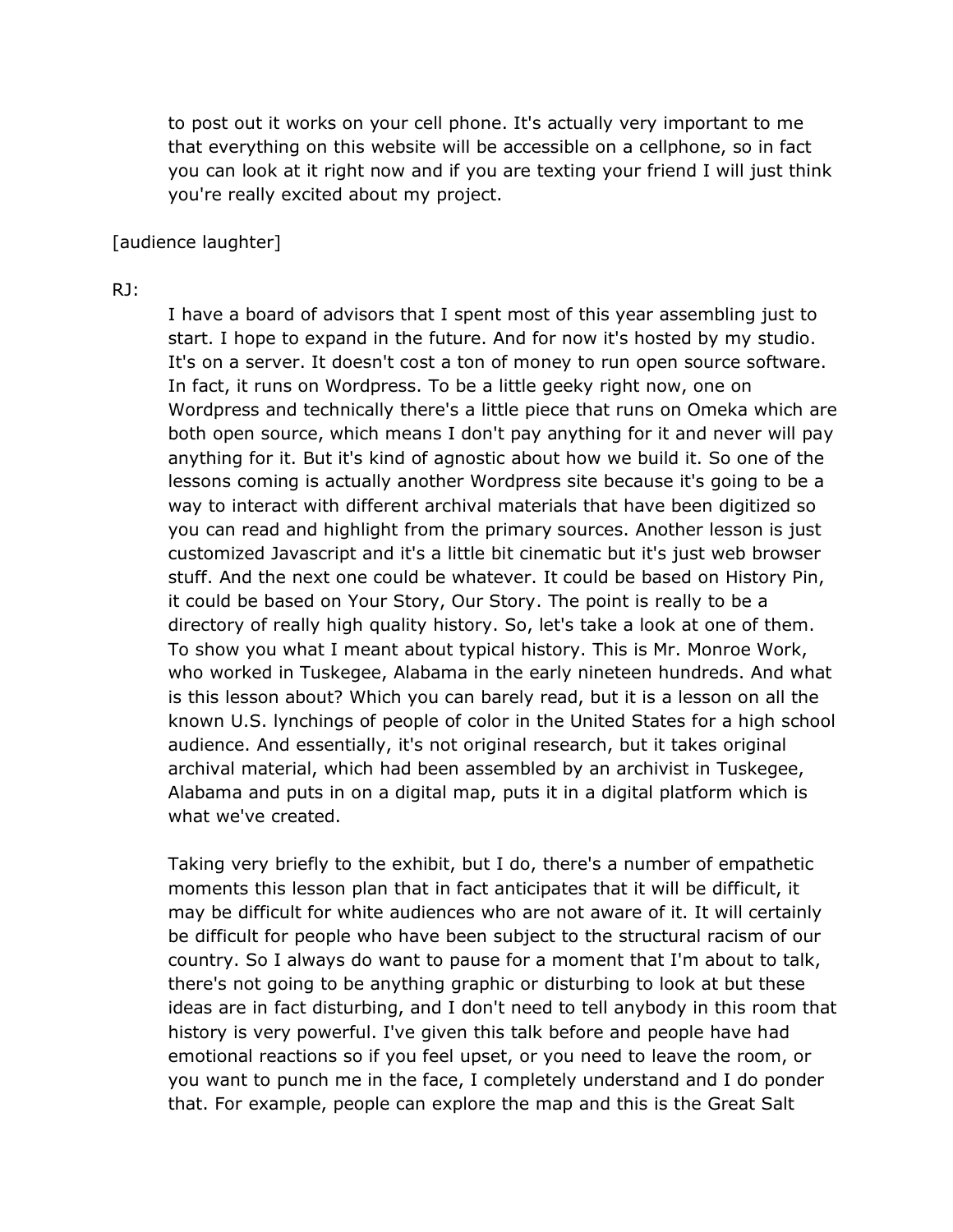to post out it works on your cell phone. It's actually very important to me that everything on this website will be accessible on a cellphone, so in fact you can look at it right now and if you are texting your friend I will just think you're really excited about my project.

[audience laughter]

RJ:

I have a board of advisors that I spent most of this year assembling just to start. I hope to expand in the future. And for now it's hosted by my studio. It's on a server. It doesn't cost a ton of money to run open source software. In fact, it runs on Wordpress. To be a little geeky right now, one on Wordpress and technically there's a little piece that runs on Omeka which are both open source, which means I don't pay anything for it and never will pay anything for it. But it's kind of agnostic about how we build it. So one of the lessons coming is actually another Wordpress site because it's going to be a way to interact with different archival materials that have been digitized so you can read and highlight from the primary sources. Another lesson is just customized Javascript and it's a little bit cinematic but it's just web browser stuff. And the next one could be whatever. It could be based on History Pin, it could be based on Your Story, Our Story. The point is really to be a directory of really high quality history. So, let's take a look at one of them. To show you what I meant about typical history. This is Mr. Monroe Work, who worked in Tuskegee, Alabama in the early nineteen hundreds. And what is this lesson about? Which you can barely read, but it is a lesson on all the known U.S. lynchings of people of color in the United States for a high school audience. And essentially, it's not original research, but it takes original archival material, which had been assembled by an archivist in Tuskegee, Alabama and puts in on a digital map, puts it in a digital platform which is what we've created.

Taking very briefly to the exhibit, but I do, there's a number of empathetic moments this lesson plan that in fact anticipates that it will be difficult, it may be difficult for white audiences who are not aware of it. It will certainly be difficult for people who have been subject to the structural racism of our country. So I always do want to pause for a moment that I'm about to talk, there's not going to be anything graphic or disturbing to look at but these ideas are in fact disturbing, and I don't need to tell anybody in this room that history is very powerful. I've given this talk before and people have had emotional reactions so if you feel upset, or you need to leave the room, or you want to punch me in the face, I completely understand and I do ponder that. For example, people can explore the map and this is the Great Salt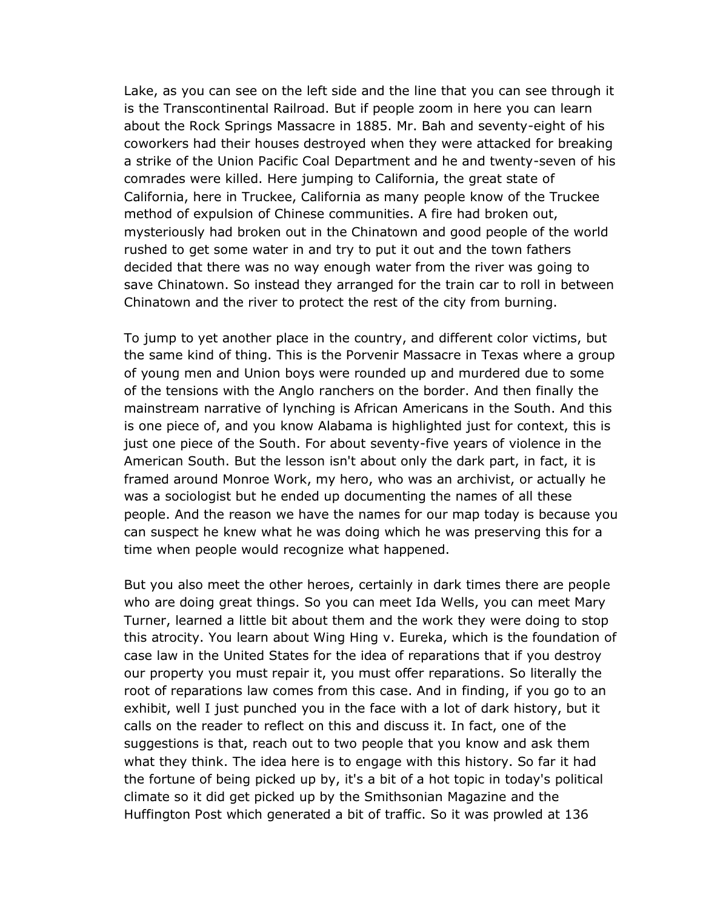Lake, as you can see on the left side and the line that you can see through it is the Transcontinental Railroad. But if people zoom in here you can learn about the Rock Springs Massacre in 1885. Mr. Bah and seventy-eight of his coworkers had their houses destroyed when they were attacked for breaking a strike of the Union Pacific Coal Department and he and twenty-seven of his comrades were killed. Here jumping to California, the great state of California, here in Truckee, California as many people know of the Truckee method of expulsion of Chinese communities. A fire had broken out, mysteriously had broken out in the Chinatown and good people of the world rushed to get some water in and try to put it out and the town fathers decided that there was no way enough water from the river was going to save Chinatown. So instead they arranged for the train car to roll in between Chinatown and the river to protect the rest of the city from burning.

To jump to yet another place in the country, and different color victims, but the same kind of thing. This is the Porvenir Massacre in Texas where a group of young men and Union boys were rounded up and murdered due to some of the tensions with the Anglo ranchers on the border. And then finally the mainstream narrative of lynching is African Americans in the South. And this is one piece of, and you know Alabama is highlighted just for context, this is just one piece of the South. For about seventy-five years of violence in the American South. But the lesson isn't about only the dark part, in fact, it is framed around Monroe Work, my hero, who was an archivist, or actually he was a sociologist but he ended up documenting the names of all these people. And the reason we have the names for our map today is because you can suspect he knew what he was doing which he was preserving this for a time when people would recognize what happened.

But you also meet the other heroes, certainly in dark times there are people who are doing great things. So you can meet Ida Wells, you can meet Mary Turner, learned a little bit about them and the work they were doing to stop this atrocity. You learn about Wing Hing v. Eureka, which is the foundation of case law in the United States for the idea of reparations that if you destroy our property you must repair it, you must offer reparations. So literally the root of reparations law comes from this case. And in finding, if you go to an exhibit, well I just punched you in the face with a lot of dark history, but it calls on the reader to reflect on this and discuss it. In fact, one of the suggestions is that, reach out to two people that you know and ask them what they think. The idea here is to engage with this history. So far it had the fortune of being picked up by, it's a bit of a hot topic in today's political climate so it did get picked up by the Smithsonian Magazine and the Huffington Post which generated a bit of traffic. So it was prowled at 136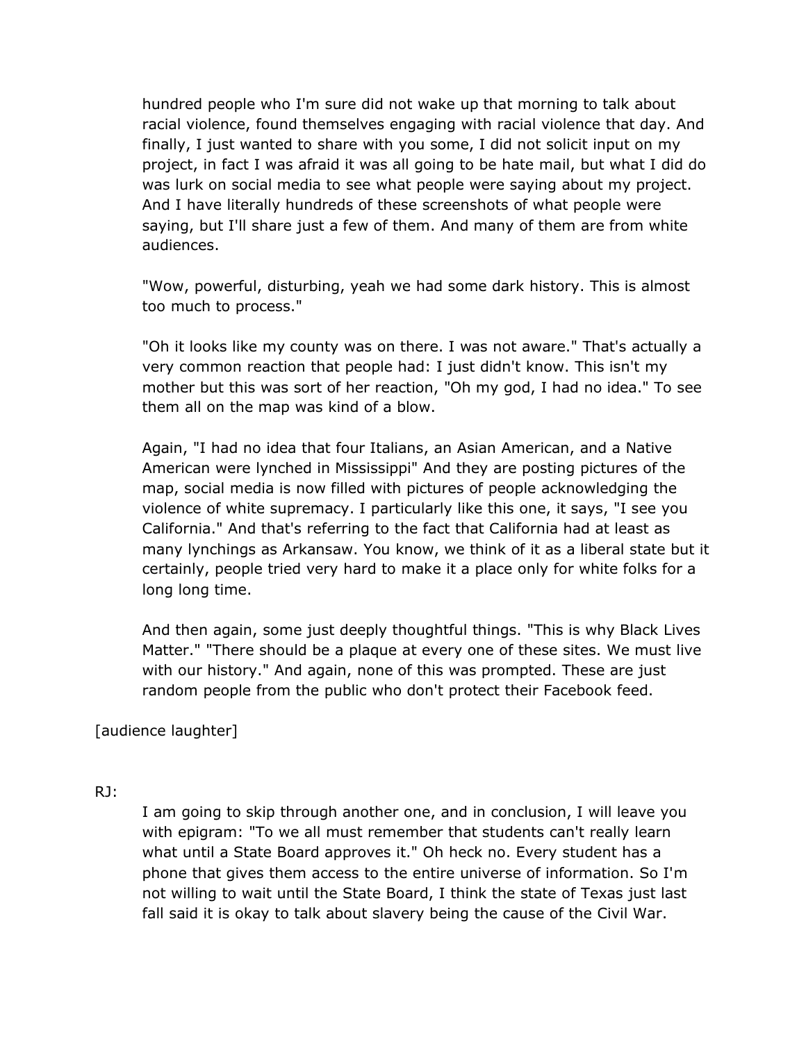hundred people who I'm sure did not wake up that morning to talk about racial violence, found themselves engaging with racial violence that day. And finally, I just wanted to share with you some, I did not solicit input on my project, in fact I was afraid it was all going to be hate mail, but what I did do was lurk on social media to see what people were saying about my project. And I have literally hundreds of these screenshots of what people were saying, but I'll share just a few of them. And many of them are from white audiences.

"Wow, powerful, disturbing, yeah we had some dark history. This is almost too much to process."

"Oh it looks like my county was on there. I was not aware." That's actually a very common reaction that people had: I just didn't know. This isn't my mother but this was sort of her reaction, "Oh my god, I had no idea." To see them all on the map was kind of a blow.

Again, "I had no idea that four Italians, an Asian American, and a Native American were lynched in Mississippi" And they are posting pictures of the map, social media is now filled with pictures of people acknowledging the violence of white supremacy. I particularly like this one, it says, "I see you California." And that's referring to the fact that California had at least as many lynchings as Arkansaw. You know, we think of it as a liberal state but it certainly, people tried very hard to make it a place only for white folks for a long long time.

And then again, some just deeply thoughtful things. "This is why Black Lives Matter." "There should be a plaque at every one of these sites. We must live with our history." And again, none of this was prompted. These are just random people from the public who don't protect their Facebook feed.

[audience laughter]

RJ:

I am going to skip through another one, and in conclusion, I will leave you with epigram: "To we all must remember that students can't really learn what until a State Board approves it." Oh heck no. Every student has a phone that gives them access to the entire universe of information. So I'm not willing to wait until the State Board, I think the state of Texas just last fall said it is okay to talk about slavery being the cause of the Civil War.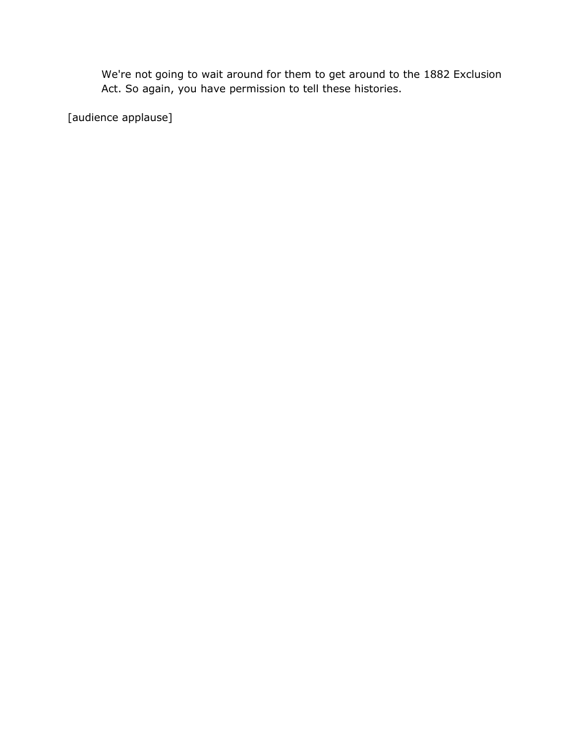We're not going to wait around for them to get around to the 1882 Exclusion Act. So again, you have permission to tell these histories.

[audience applause]